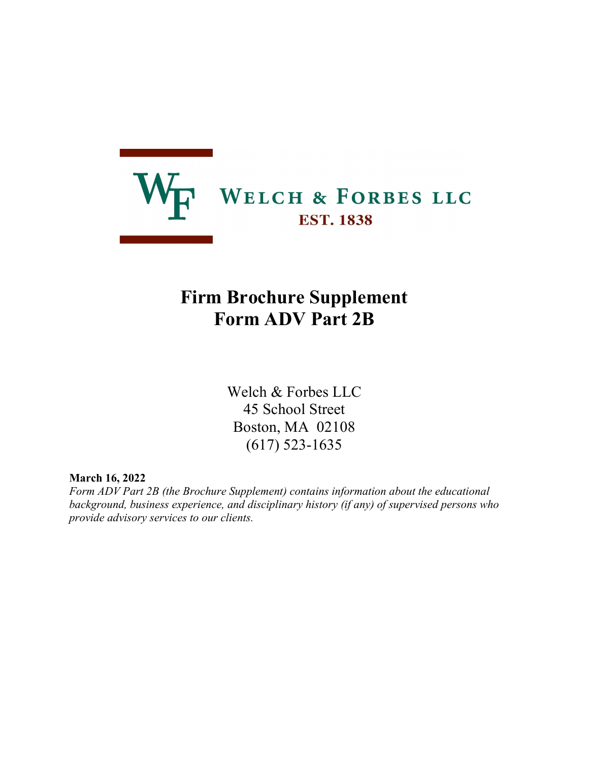WELCH & FORBES LLC

EST. 1838

# Firm Brochure Supplement
# Form ADV Part 2B

Welch & Forbes LLC
45 School Street
Boston, MA 02108
(617) 523-1635

**March 16, 2022**

*Form ADV Part 2B (the Brochure Supplement) contains information about the educational background, business experience, and disciplinary history (if any) of supervised persons who provide advisory services to our clients.*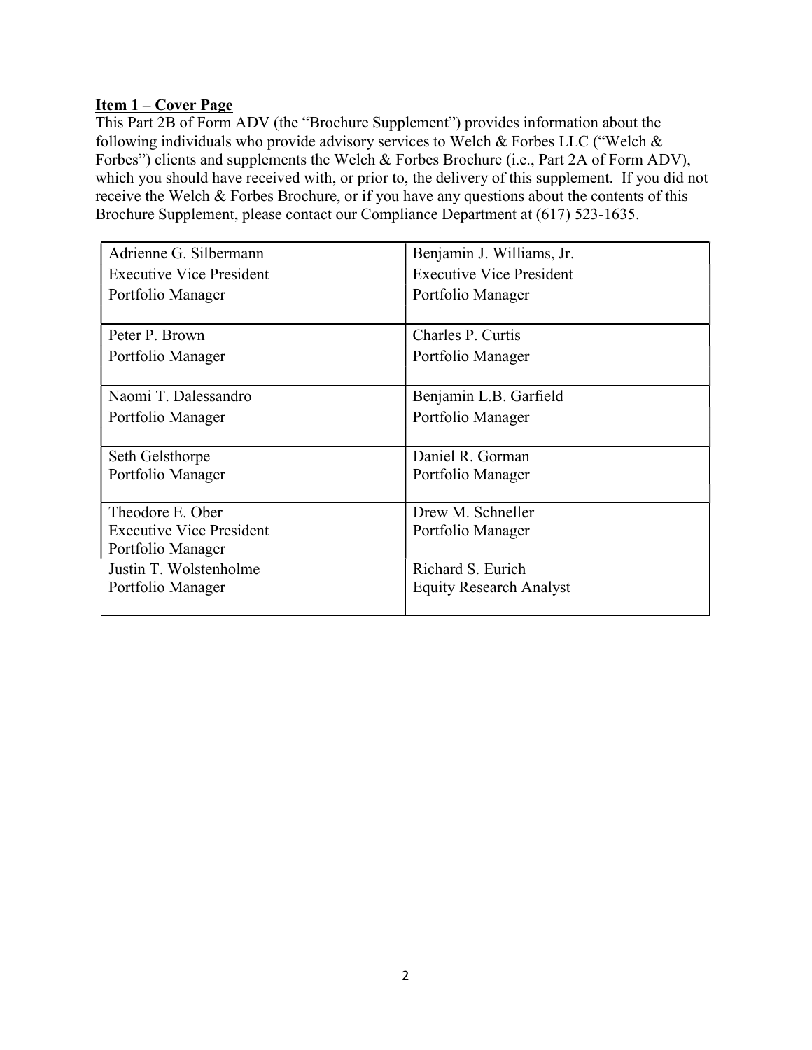**Item 1 – Cover Page**

This Part 2B of Form ADV (the "Brochure Supplement") provides information about the following individuals who provide advisory services to Welch & Forbes LLC ("Welch & Forbes") clients and supplements the Welch & Forbes Brochure (i.e., Part 2A of Form ADV), which you should have received with, or prior to, the delivery of this supplement. If you did not receive the Welch & Forbes Brochure, or if you have any questions about the contents of this Brochure Supplement, please contact our Compliance Department at (617) 523-1635.

| | |
|---|---|
| Adrienne G. Silbermann<br>Executive Vice President<br>Portfolio Manager | Benjamin J. Williams, Jr.<br>Executive Vice President<br>Portfolio Manager |
| Peter P. Brown<br>Portfolio Manager | Charles P. Curtis<br>Portfolio Manager |
| Naomi T. Dalessandro<br>Portfolio Manager | Benjamin L.B. Garfield<br>Portfolio Manager |
| Seth Gelsthorpe<br>Portfolio Manager | Daniel R. Gorman<br>Portfolio Manager |
| Theodore E. Ober<br>Executive Vice President<br>Portfolio Manager | Drew M. Schneller<br>Portfolio Manager |
| Justin T. Wolstenholme<br>Portfolio Manager | Richard S. Eurich<br>Equity Research Analyst |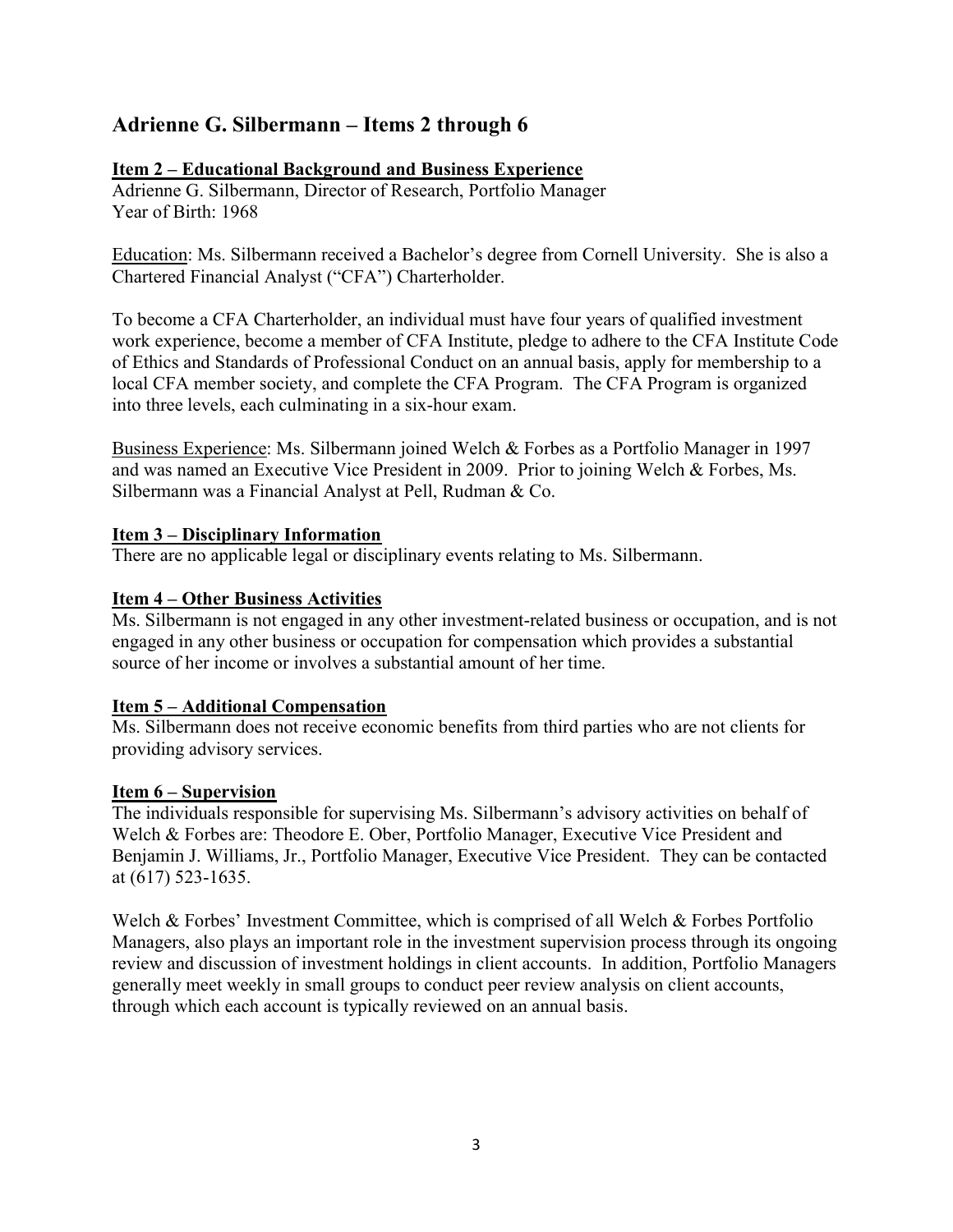## Adrienne G. Silbermann – Items 2 through 6

### Item 2 – Educational Background and Business Experience

Adrienne G. Silbermann, Director of Research, Portfolio Manager
Year of Birth: 1968

Education: Ms. Silbermann received a Bachelor's degree from Cornell University. She is also a Chartered Financial Analyst ("CFA") Charterholder.

To become a CFA Charterholder, an individual must have four years of qualified investment work experience, become a member of CFA Institute, pledge to adhere to the CFA Institute Code of Ethics and Standards of Professional Conduct on an annual basis, apply for membership to a local CFA member society, and complete the CFA Program. The CFA Program is organized into three levels, each culminating in a six-hour exam.

Business Experience: Ms. Silbermann joined Welch & Forbes as a Portfolio Manager in 1997 and was named an Executive Vice President in 2009. Prior to joining Welch & Forbes, Ms. Silbermann was a Financial Analyst at Pell, Rudman & Co.

### Item 3 – Disciplinary Information

There are no applicable legal or disciplinary events relating to Ms. Silbermann.

### Item 4 – Other Business Activities

Ms. Silbermann is not engaged in any other investment-related business or occupation, and is not engaged in any other business or occupation for compensation which provides a substantial source of her income or involves a substantial amount of her time.

### Item 5 – Additional Compensation

Ms. Silbermann does not receive economic benefits from third parties who are not clients for providing advisory services.

### Item 6 – Supervision

The individuals responsible for supervising Ms. Silbermann's advisory activities on behalf of Welch & Forbes are: Theodore E. Ober, Portfolio Manager, Executive Vice President and Benjamin J. Williams, Jr., Portfolio Manager, Executive Vice President. They can be contacted at (617) 523-1635.

Welch & Forbes' Investment Committee, which is comprised of all Welch & Forbes Portfolio Managers, also plays an important role in the investment supervision process through its ongoing review and discussion of investment holdings in client accounts. In addition, Portfolio Managers generally meet weekly in small groups to conduct peer review analysis on client accounts, through which each account is typically reviewed on an annual basis.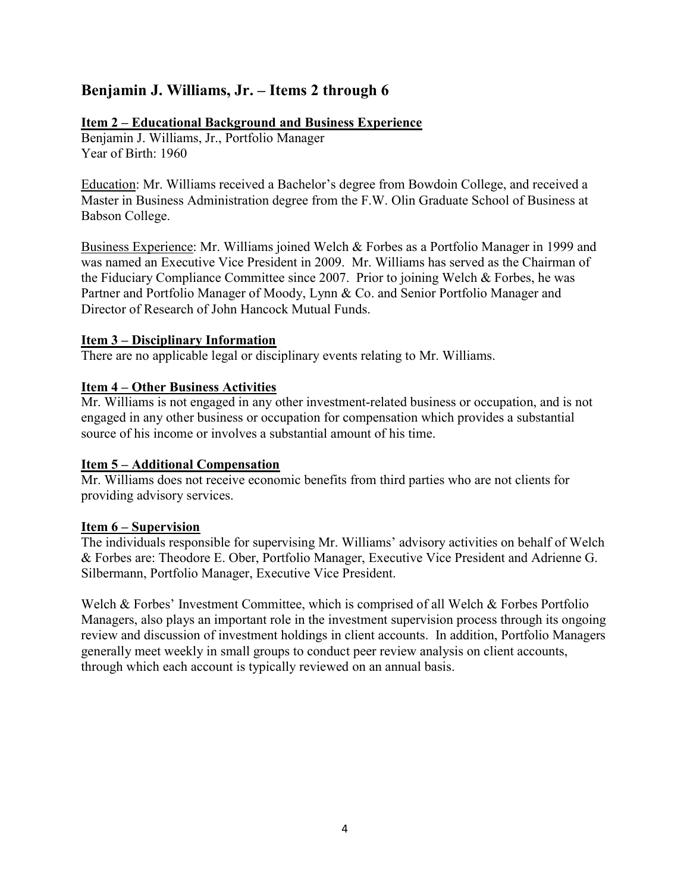## Benjamin J. Williams, Jr. – Items 2 through 6

### Item 2 – Educational Background and Business Experience

Benjamin J. Williams, Jr., Portfolio Manager
Year of Birth: 1960

Education: Mr. Williams received a Bachelor's degree from Bowdoin College, and received a Master in Business Administration degree from the F.W. Olin Graduate School of Business at Babson College.

Business Experience: Mr. Williams joined Welch & Forbes as a Portfolio Manager in 1999 and was named an Executive Vice President in 2009. Mr. Williams has served as the Chairman of the Fiduciary Compliance Committee since 2007. Prior to joining Welch & Forbes, he was Partner and Portfolio Manager of Moody, Lynn & Co. and Senior Portfolio Manager and Director of Research of John Hancock Mutual Funds.

### Item 3 – Disciplinary Information

There are no applicable legal or disciplinary events relating to Mr. Williams.

### Item 4 – Other Business Activities

Mr. Williams is not engaged in any other investment-related business or occupation, and is not engaged in any other business or occupation for compensation which provides a substantial source of his income or involves a substantial amount of his time.

### Item 5 – Additional Compensation

Mr. Williams does not receive economic benefits from third parties who are not clients for providing advisory services.

### Item 6 – Supervision

The individuals responsible for supervising Mr. Williams' advisory activities on behalf of Welch & Forbes are: Theodore E. Ober, Portfolio Manager, Executive Vice President and Adrienne G. Silbermann, Portfolio Manager, Executive Vice President.

Welch & Forbes' Investment Committee, which is comprised of all Welch & Forbes Portfolio Managers, also plays an important role in the investment supervision process through its ongoing review and discussion of investment holdings in client accounts. In addition, Portfolio Managers generally meet weekly in small groups to conduct peer review analysis on client accounts, through which each account is typically reviewed on an annual basis.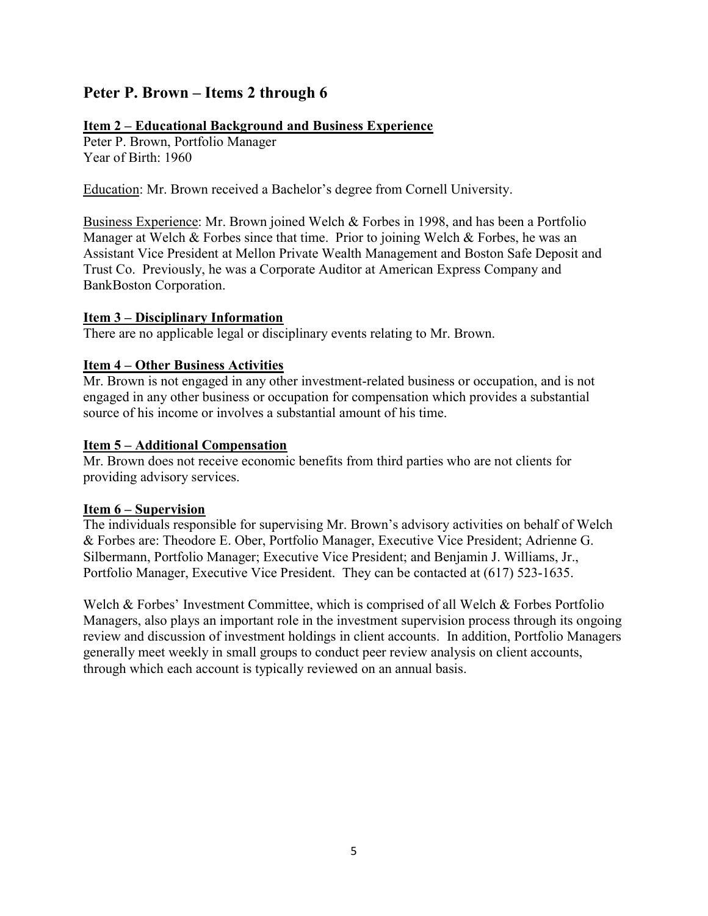## Peter P. Brown – Items 2 through 6

### Item 2 – Educational Background and Business Experience

Peter P. Brown, Portfolio Manager
Year of Birth: 1960

Education: Mr. Brown received a Bachelor's degree from Cornell University.

Business Experience: Mr. Brown joined Welch & Forbes in 1998, and has been a Portfolio Manager at Welch & Forbes since that time. Prior to joining Welch & Forbes, he was an Assistant Vice President at Mellon Private Wealth Management and Boston Safe Deposit and Trust Co. Previously, he was a Corporate Auditor at American Express Company and BankBoston Corporation.

### Item 3 – Disciplinary Information

There are no applicable legal or disciplinary events relating to Mr. Brown.

### Item 4 – Other Business Activities

Mr. Brown is not engaged in any other investment-related business or occupation, and is not engaged in any other business or occupation for compensation which provides a substantial source of his income or involves a substantial amount of his time.

### Item 5 – Additional Compensation

Mr. Brown does not receive economic benefits from third parties who are not clients for providing advisory services.

### Item 6 – Supervision

The individuals responsible for supervising Mr. Brown's advisory activities on behalf of Welch & Forbes are: Theodore E. Ober, Portfolio Manager, Executive Vice President; Adrienne G. Silbermann, Portfolio Manager; Executive Vice President; and Benjamin J. Williams, Jr., Portfolio Manager, Executive Vice President. They can be contacted at (617) 523-1635.

Welch & Forbes' Investment Committee, which is comprised of all Welch & Forbes Portfolio Managers, also plays an important role in the investment supervision process through its ongoing review and discussion of investment holdings in client accounts. In addition, Portfolio Managers generally meet weekly in small groups to conduct peer review analysis on client accounts, through which each account is typically reviewed on an annual basis.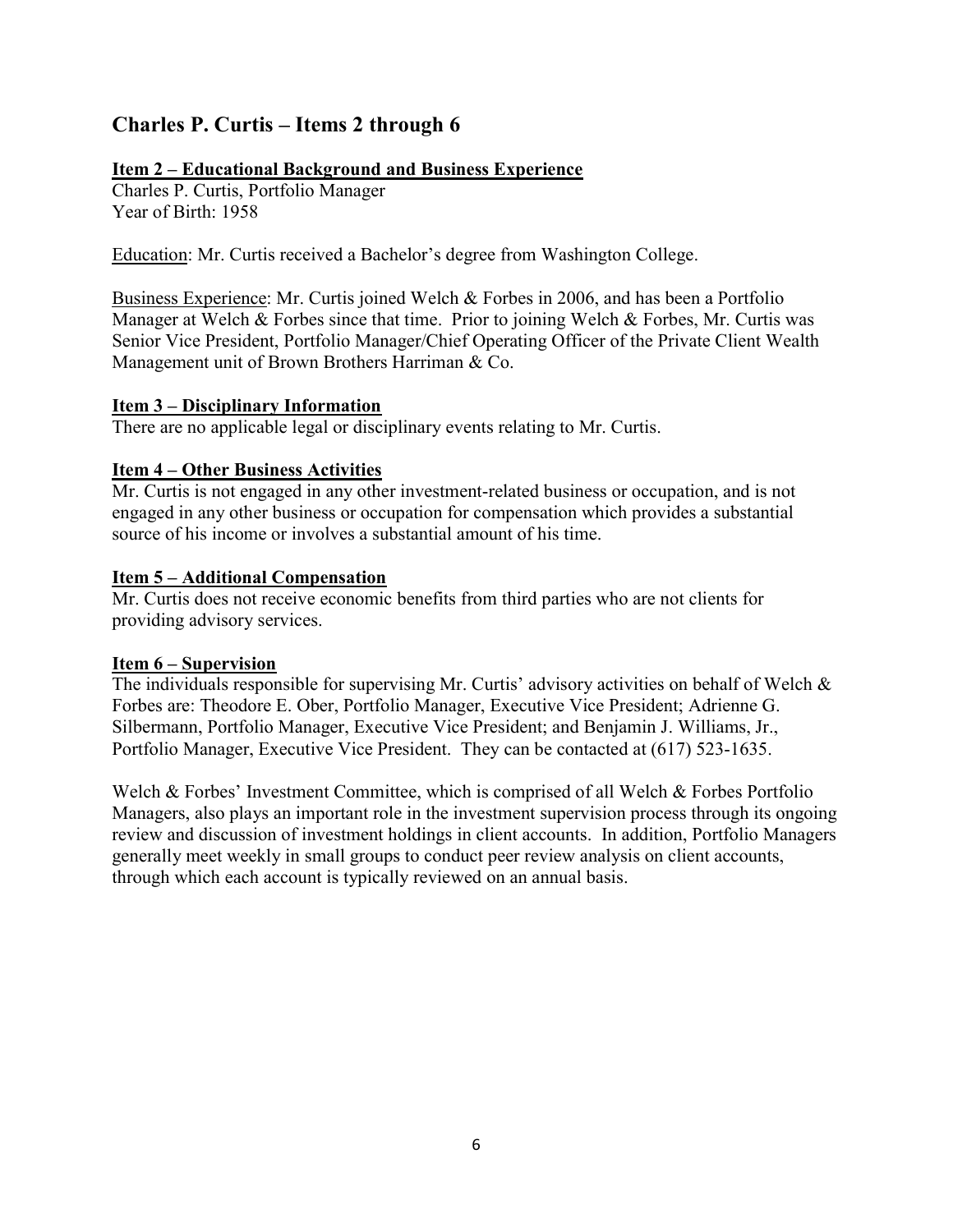## Charles P. Curtis – Items 2 through 6

### Item 2 – Educational Background and Business Experience

Charles P. Curtis, Portfolio Manager
Year of Birth: 1958

Education: Mr. Curtis received a Bachelor's degree from Washington College.

Business Experience: Mr. Curtis joined Welch & Forbes in 2006, and has been a Portfolio Manager at Welch & Forbes since that time. Prior to joining Welch & Forbes, Mr. Curtis was Senior Vice President, Portfolio Manager/Chief Operating Officer of the Private Client Wealth Management unit of Brown Brothers Harriman & Co.

### Item 3 – Disciplinary Information

There are no applicable legal or disciplinary events relating to Mr. Curtis.

### Item 4 – Other Business Activities

Mr. Curtis is not engaged in any other investment-related business or occupation, and is not engaged in any other business or occupation for compensation which provides a substantial source of his income or involves a substantial amount of his time.

### Item 5 – Additional Compensation

Mr. Curtis does not receive economic benefits from third parties who are not clients for providing advisory services.

### Item 6 – Supervision

The individuals responsible for supervising Mr. Curtis' advisory activities on behalf of Welch & Forbes are: Theodore E. Ober, Portfolio Manager, Executive Vice President; Adrienne G. Silbermann, Portfolio Manager, Executive Vice President; and Benjamin J. Williams, Jr., Portfolio Manager, Executive Vice President. They can be contacted at (617) 523-1635.

Welch & Forbes' Investment Committee, which is comprised of all Welch & Forbes Portfolio Managers, also plays an important role in the investment supervision process through its ongoing review and discussion of investment holdings in client accounts. In addition, Portfolio Managers generally meet weekly in small groups to conduct peer review analysis on client accounts, through which each account is typically reviewed on an annual basis.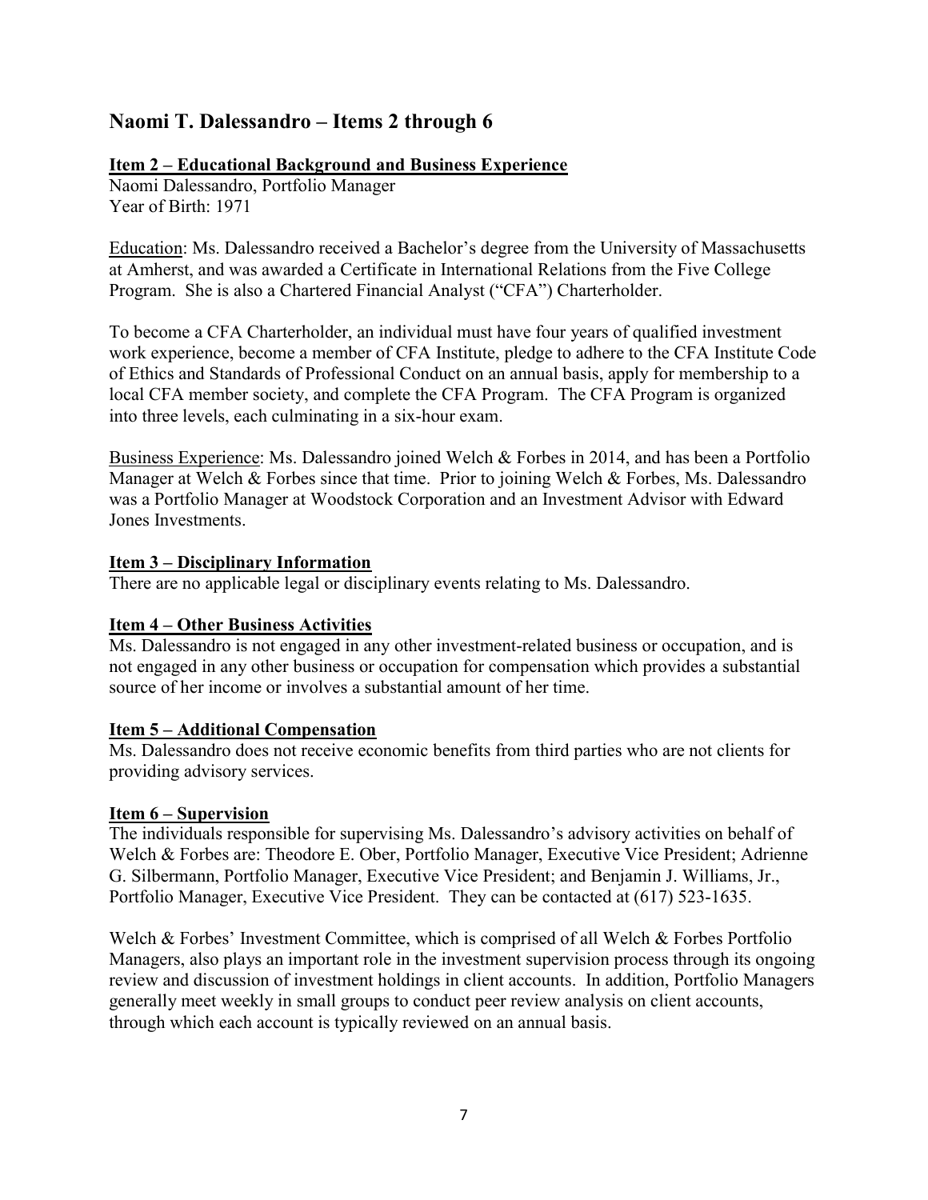## Naomi T. Dalessandro – Items 2 through 6

### Item 2 – Educational Background and Business Experience

Naomi Dalessandro, Portfolio Manager
Year of Birth: 1971

Education: Ms. Dalessandro received a Bachelor's degree from the University of Massachusetts at Amherst, and was awarded a Certificate in International Relations from the Five College Program. She is also a Chartered Financial Analyst ("CFA") Charterholder.

To become a CFA Charterholder, an individual must have four years of qualified investment work experience, become a member of CFA Institute, pledge to adhere to the CFA Institute Code of Ethics and Standards of Professional Conduct on an annual basis, apply for membership to a local CFA member society, and complete the CFA Program. The CFA Program is organized into three levels, each culminating in a six-hour exam.

Business Experience: Ms. Dalessandro joined Welch & Forbes in 2014, and has been a Portfolio Manager at Welch & Forbes since that time. Prior to joining Welch & Forbes, Ms. Dalessandro was a Portfolio Manager at Woodstock Corporation and an Investment Advisor with Edward Jones Investments.

### Item 3 – Disciplinary Information

There are no applicable legal or disciplinary events relating to Ms. Dalessandro.

### Item 4 – Other Business Activities

Ms. Dalessandro is not engaged in any other investment-related business or occupation, and is not engaged in any other business or occupation for compensation which provides a substantial source of her income or involves a substantial amount of her time.

### Item 5 – Additional Compensation

Ms. Dalessandro does not receive economic benefits from third parties who are not clients for providing advisory services.

### Item 6 – Supervision

The individuals responsible for supervising Ms. Dalessandro's advisory activities on behalf of Welch & Forbes are: Theodore E. Ober, Portfolio Manager, Executive Vice President; Adrienne G. Silbermann, Portfolio Manager, Executive Vice President; and Benjamin J. Williams, Jr., Portfolio Manager, Executive Vice President. They can be contacted at (617) 523-1635.

Welch & Forbes' Investment Committee, which is comprised of all Welch & Forbes Portfolio Managers, also plays an important role in the investment supervision process through its ongoing review and discussion of investment holdings in client accounts. In addition, Portfolio Managers generally meet weekly in small groups to conduct peer review analysis on client accounts, through which each account is typically reviewed on an annual basis.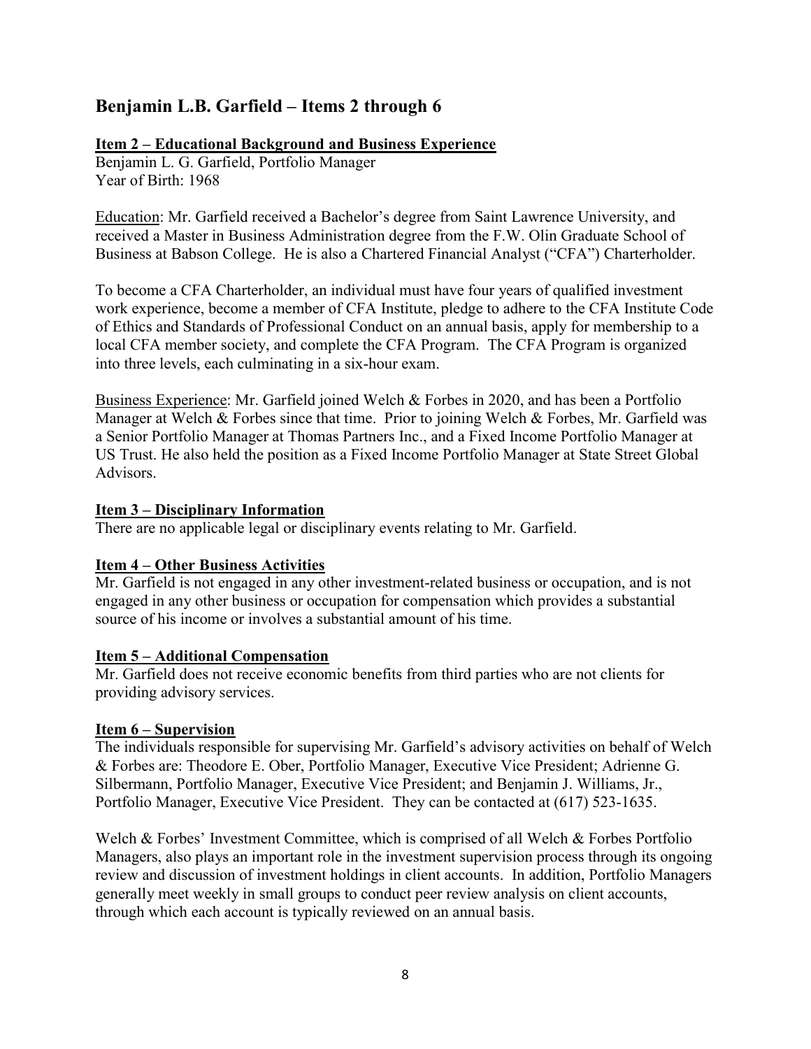## Benjamin L.B. Garfield – Items 2 through 6

**Item 2 – Educational Background and Business Experience**

Benjamin L. G. Garfield, Portfolio Manager
Year of Birth: 1968

Education: Mr. Garfield received a Bachelor's degree from Saint Lawrence University, and received a Master in Business Administration degree from the F.W. Olin Graduate School of Business at Babson College. He is also a Chartered Financial Analyst ("CFA") Charterholder.

To become a CFA Charterholder, an individual must have four years of qualified investment work experience, become a member of CFA Institute, pledge to adhere to the CFA Institute Code of Ethics and Standards of Professional Conduct on an annual basis, apply for membership to a local CFA member society, and complete the CFA Program. The CFA Program is organized into three levels, each culminating in a six-hour exam.

Business Experience: Mr. Garfield joined Welch & Forbes in 2020, and has been a Portfolio Manager at Welch & Forbes since that time. Prior to joining Welch & Forbes, Mr. Garfield was a Senior Portfolio Manager at Thomas Partners Inc., and a Fixed Income Portfolio Manager at US Trust. He also held the position as a Fixed Income Portfolio Manager at State Street Global Advisors.

**Item 3 – Disciplinary Information**

There are no applicable legal or disciplinary events relating to Mr. Garfield.

**Item 4 – Other Business Activities**

Mr. Garfield is not engaged in any other investment-related business or occupation, and is not engaged in any other business or occupation for compensation which provides a substantial source of his income or involves a substantial amount of his time.

**Item 5 – Additional Compensation**

Mr. Garfield does not receive economic benefits from third parties who are not clients for providing advisory services.

**Item 6 – Supervision**

The individuals responsible for supervising Mr. Garfield's advisory activities on behalf of Welch & Forbes are: Theodore E. Ober, Portfolio Manager, Executive Vice President; Adrienne G. Silbermann, Portfolio Manager, Executive Vice President; and Benjamin J. Williams, Jr., Portfolio Manager, Executive Vice President. They can be contacted at (617) 523-1635.

Welch & Forbes' Investment Committee, which is comprised of all Welch & Forbes Portfolio Managers, also plays an important role in the investment supervision process through its ongoing review and discussion of investment holdings in client accounts. In addition, Portfolio Managers generally meet weekly in small groups to conduct peer review analysis on client accounts, through which each account is typically reviewed on an annual basis.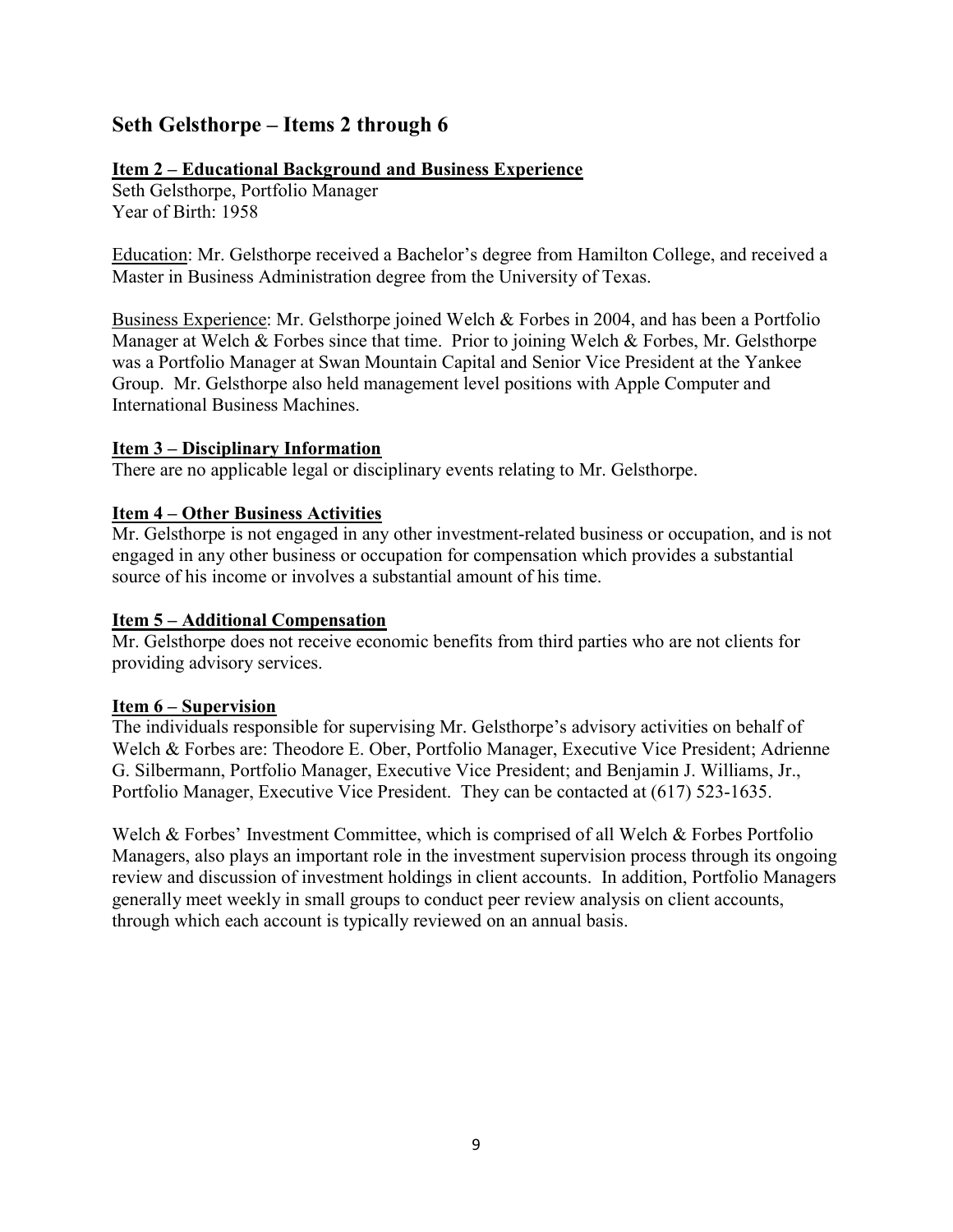## Seth Gelsthorpe – Items 2 through 6

### Item 2 – Educational Background and Business Experience

Seth Gelsthorpe, Portfolio Manager
Year of Birth: 1958

Education: Mr. Gelsthorpe received a Bachelor's degree from Hamilton College, and received a Master in Business Administration degree from the University of Texas.

Business Experience: Mr. Gelsthorpe joined Welch & Forbes in 2004, and has been a Portfolio Manager at Welch & Forbes since that time. Prior to joining Welch & Forbes, Mr. Gelsthorpe was a Portfolio Manager at Swan Mountain Capital and Senior Vice President at the Yankee Group. Mr. Gelsthorpe also held management level positions with Apple Computer and International Business Machines.

### Item 3 – Disciplinary Information

There are no applicable legal or disciplinary events relating to Mr. Gelsthorpe.

### Item 4 – Other Business Activities

Mr. Gelsthorpe is not engaged in any other investment-related business or occupation, and is not engaged in any other business or occupation for compensation which provides a substantial source of his income or involves a substantial amount of his time.

### Item 5 – Additional Compensation

Mr. Gelsthorpe does not receive economic benefits from third parties who are not clients for providing advisory services.

### Item 6 – Supervision

The individuals responsible for supervising Mr. Gelsthorpe's advisory activities on behalf of Welch & Forbes are: Theodore E. Ober, Portfolio Manager, Executive Vice President; Adrienne G. Silbermann, Portfolio Manager, Executive Vice President; and Benjamin J. Williams, Jr., Portfolio Manager, Executive Vice President. They can be contacted at (617) 523-1635.

Welch & Forbes' Investment Committee, which is comprised of all Welch & Forbes Portfolio Managers, also plays an important role in the investment supervision process through its ongoing review and discussion of investment holdings in client accounts. In addition, Portfolio Managers generally meet weekly in small groups to conduct peer review analysis on client accounts, through which each account is typically reviewed on an annual basis.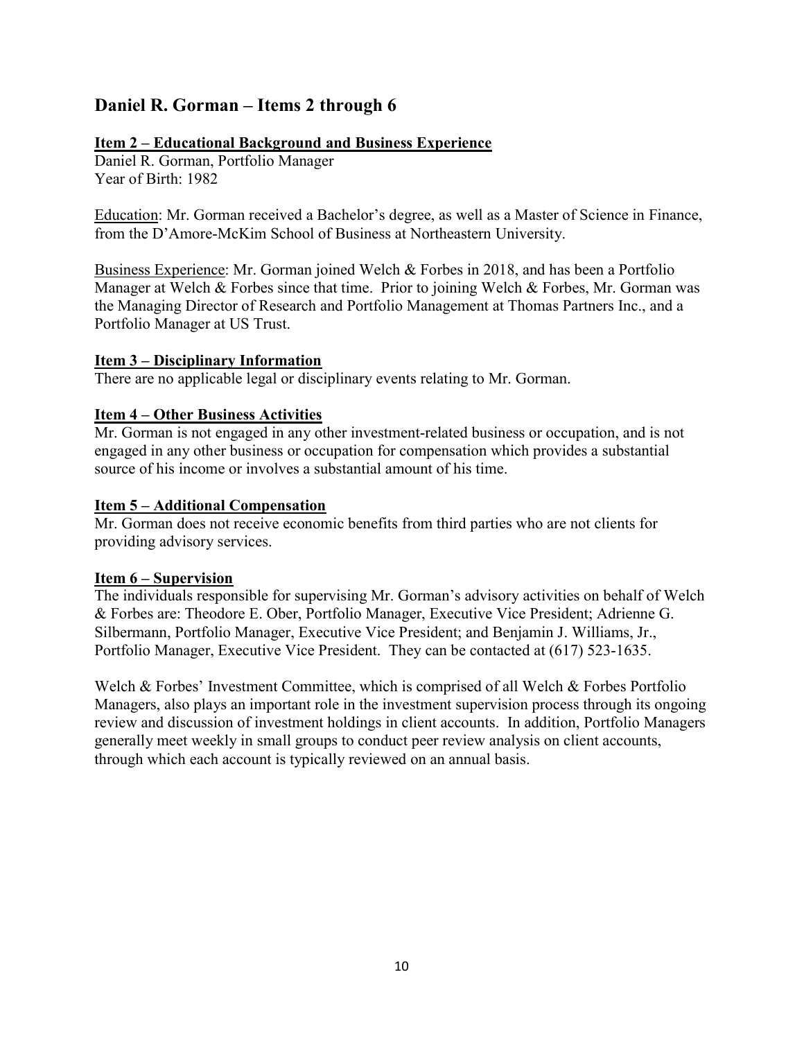## Daniel R. Gorman – Items 2 through 6

**Item 2 – Educational Background and Business Experience**

Daniel R. Gorman, Portfolio Manager
Year of Birth: 1982

Education: Mr. Gorman received a Bachelor's degree, as well as a Master of Science in Finance, from the D'Amore-McKim School of Business at Northeastern University.

Business Experience: Mr. Gorman joined Welch & Forbes in 2018, and has been a Portfolio Manager at Welch & Forbes since that time. Prior to joining Welch & Forbes, Mr. Gorman was the Managing Director of Research and Portfolio Management at Thomas Partners Inc., and a Portfolio Manager at US Trust.

**Item 3 – Disciplinary Information**

There are no applicable legal or disciplinary events relating to Mr. Gorman.

**Item 4 – Other Business Activities**

Mr. Gorman is not engaged in any other investment-related business or occupation, and is not engaged in any other business or occupation for compensation which provides a substantial source of his income or involves a substantial amount of his time.

**Item 5 – Additional Compensation**

Mr. Gorman does not receive economic benefits from third parties who are not clients for providing advisory services.

**Item 6 – Supervision**

The individuals responsible for supervising Mr. Gorman's advisory activities on behalf of Welch & Forbes are: Theodore E. Ober, Portfolio Manager, Executive Vice President; Adrienne G. Silbermann, Portfolio Manager, Executive Vice President; and Benjamin J. Williams, Jr., Portfolio Manager, Executive Vice President. They can be contacted at (617) 523-1635.

Welch & Forbes' Investment Committee, which is comprised of all Welch & Forbes Portfolio Managers, also plays an important role in the investment supervision process through its ongoing review and discussion of investment holdings in client accounts. In addition, Portfolio Managers generally meet weekly in small groups to conduct peer review analysis on client accounts, through which each account is typically reviewed on an annual basis.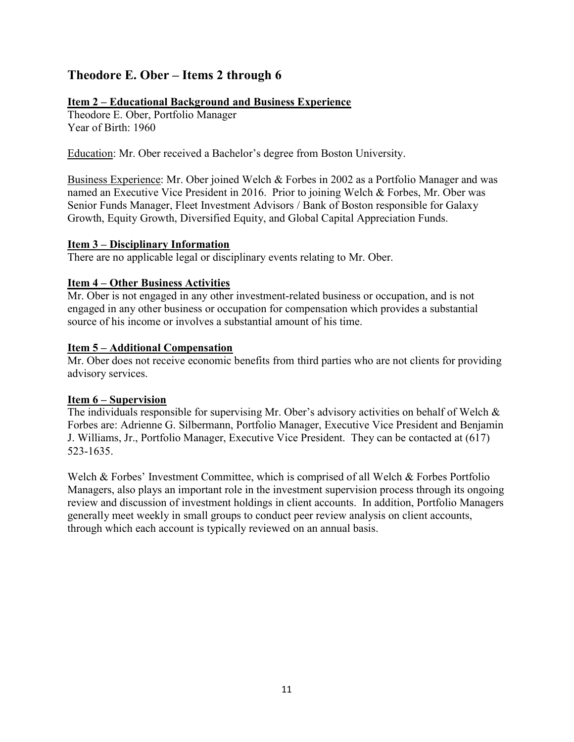## Theodore E. Ober – Items 2 through 6

### Item 2 – Educational Background and Business Experience

Theodore E. Ober, Portfolio Manager
Year of Birth: 1960

Education: Mr. Ober received a Bachelor's degree from Boston University.

Business Experience: Mr. Ober joined Welch & Forbes in 2002 as a Portfolio Manager and was named an Executive Vice President in 2016. Prior to joining Welch & Forbes, Mr. Ober was Senior Funds Manager, Fleet Investment Advisors / Bank of Boston responsible for Galaxy Growth, Equity Growth, Diversified Equity, and Global Capital Appreciation Funds.

### Item 3 – Disciplinary Information

There are no applicable legal or disciplinary events relating to Mr. Ober.

### Item 4 – Other Business Activities

Mr. Ober is not engaged in any other investment-related business or occupation, and is not engaged in any other business or occupation for compensation which provides a substantial source of his income or involves a substantial amount of his time.

### Item 5 – Additional Compensation

Mr. Ober does not receive economic benefits from third parties who are not clients for providing advisory services.

### Item 6 – Supervision

The individuals responsible for supervising Mr. Ober's advisory activities on behalf of Welch & Forbes are: Adrienne G. Silbermann, Portfolio Manager, Executive Vice President and Benjamin J. Williams, Jr., Portfolio Manager, Executive Vice President. They can be contacted at (617) 523-1635.

Welch & Forbes' Investment Committee, which is comprised of all Welch & Forbes Portfolio Managers, also plays an important role in the investment supervision process through its ongoing review and discussion of investment holdings in client accounts. In addition, Portfolio Managers generally meet weekly in small groups to conduct peer review analysis on client accounts, through which each account is typically reviewed on an annual basis.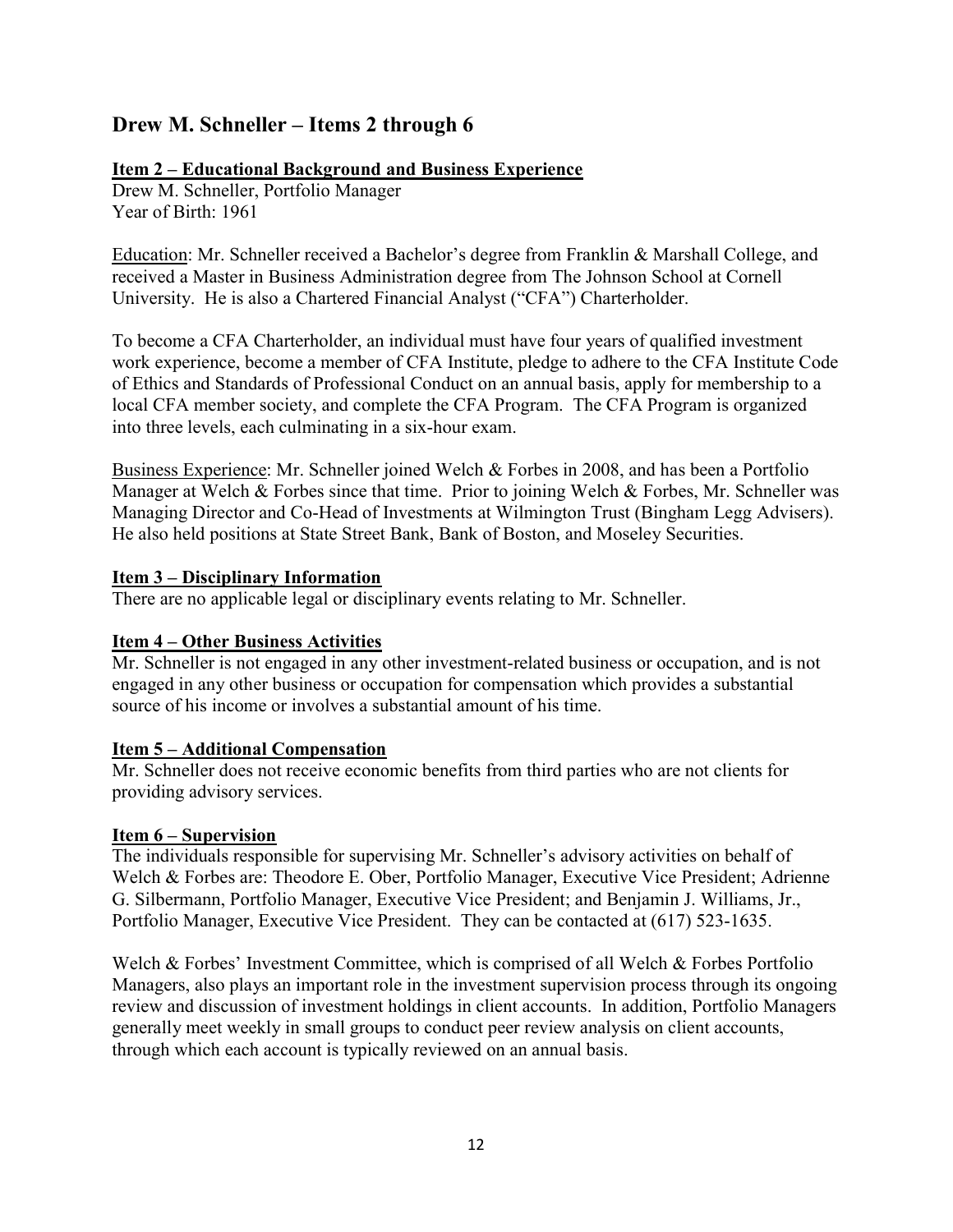## Drew M. Schneller – Items 2 through 6

### Item 2 – Educational Background and Business Experience

Drew M. Schneller, Portfolio Manager
Year of Birth: 1961

Education: Mr. Schneller received a Bachelor's degree from Franklin & Marshall College, and received a Master in Business Administration degree from The Johnson School at Cornell University. He is also a Chartered Financial Analyst ("CFA") Charterholder.

To become a CFA Charterholder, an individual must have four years of qualified investment work experience, become a member of CFA Institute, pledge to adhere to the CFA Institute Code of Ethics and Standards of Professional Conduct on an annual basis, apply for membership to a local CFA member society, and complete the CFA Program. The CFA Program is organized into three levels, each culminating in a six-hour exam.

Business Experience: Mr. Schneller joined Welch & Forbes in 2008, and has been a Portfolio Manager at Welch & Forbes since that time. Prior to joining Welch & Forbes, Mr. Schneller was Managing Director and Co-Head of Investments at Wilmington Trust (Bingham Legg Advisers). He also held positions at State Street Bank, Bank of Boston, and Moseley Securities.

### Item 3 – Disciplinary Information

There are no applicable legal or disciplinary events relating to Mr. Schneller.

### Item 4 – Other Business Activities

Mr. Schneller is not engaged in any other investment-related business or occupation, and is not engaged in any other business or occupation for compensation which provides a substantial source of his income or involves a substantial amount of his time.

### Item 5 – Additional Compensation

Mr. Schneller does not receive economic benefits from third parties who are not clients for providing advisory services.

### Item 6 – Supervision

The individuals responsible for supervising Mr. Schneller's advisory activities on behalf of Welch & Forbes are: Theodore E. Ober, Portfolio Manager, Executive Vice President; Adrienne G. Silbermann, Portfolio Manager, Executive Vice President; and Benjamin J. Williams, Jr., Portfolio Manager, Executive Vice President. They can be contacted at (617) 523-1635.

Welch & Forbes' Investment Committee, which is comprised of all Welch & Forbes Portfolio Managers, also plays an important role in the investment supervision process through its ongoing review and discussion of investment holdings in client accounts. In addition, Portfolio Managers generally meet weekly in small groups to conduct peer review analysis on client accounts, through which each account is typically reviewed on an annual basis.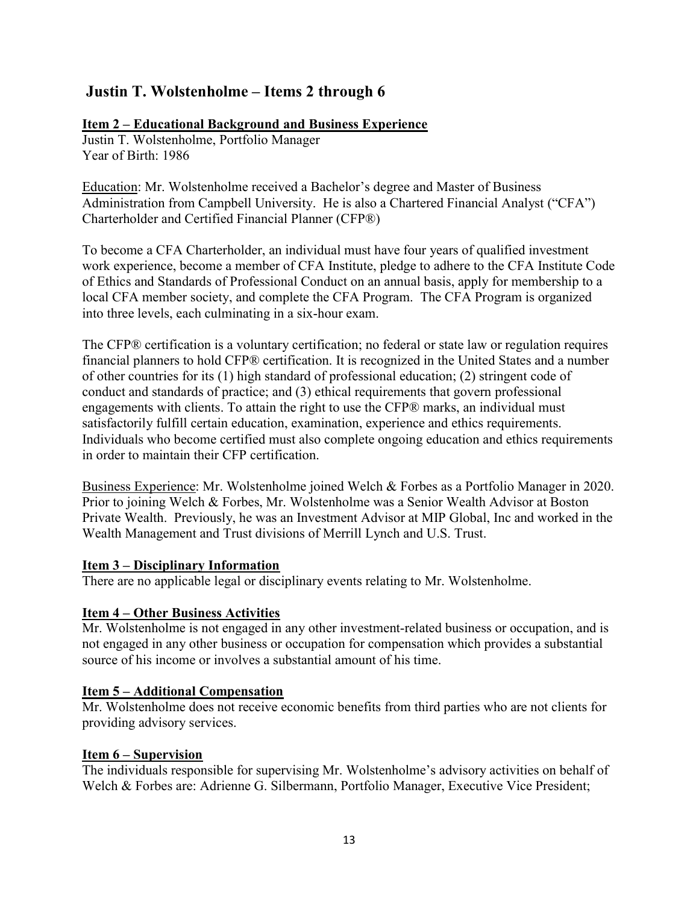## Justin T. Wolstenholme – Items 2 through 6

### Item 2 – Educational Background and Business Experience

Justin T. Wolstenholme, Portfolio Manager
Year of Birth: 1986

Education: Mr. Wolstenholme received a Bachelor's degree and Master of Business Administration from Campbell University. He is also a Chartered Financial Analyst ("CFA") Charterholder and Certified Financial Planner (CFP®)

To become a CFA Charterholder, an individual must have four years of qualified investment work experience, become a member of CFA Institute, pledge to adhere to the CFA Institute Code of Ethics and Standards of Professional Conduct on an annual basis, apply for membership to a local CFA member society, and complete the CFA Program. The CFA Program is organized into three levels, each culminating in a six-hour exam.

The CFP® certification is a voluntary certification; no federal or state law or regulation requires financial planners to hold CFP® certification. It is recognized in the United States and a number of other countries for its (1) high standard of professional education; (2) stringent code of conduct and standards of practice; and (3) ethical requirements that govern professional engagements with clients. To attain the right to use the CFP® marks, an individual must satisfactorily fulfill certain education, examination, experience and ethics requirements. Individuals who become certified must also complete ongoing education and ethics requirements in order to maintain their CFP certification.

Business Experience: Mr. Wolstenholme joined Welch & Forbes as a Portfolio Manager in 2020. Prior to joining Welch & Forbes, Mr. Wolstenholme was a Senior Wealth Advisor at Boston Private Wealth. Previously, he was an Investment Advisor at MIP Global, Inc and worked in the Wealth Management and Trust divisions of Merrill Lynch and U.S. Trust.

### Item 3 – Disciplinary Information

There are no applicable legal or disciplinary events relating to Mr. Wolstenholme.

### Item 4 – Other Business Activities

Mr. Wolstenholme is not engaged in any other investment-related business or occupation, and is not engaged in any other business or occupation for compensation which provides a substantial source of his income or involves a substantial amount of his time.

### Item 5 – Additional Compensation

Mr. Wolstenholme does not receive economic benefits from third parties who are not clients for providing advisory services.

### Item 6 – Supervision

The individuals responsible for supervising Mr. Wolstenholme's advisory activities on behalf of Welch & Forbes are: Adrienne G. Silbermann, Portfolio Manager, Executive Vice President;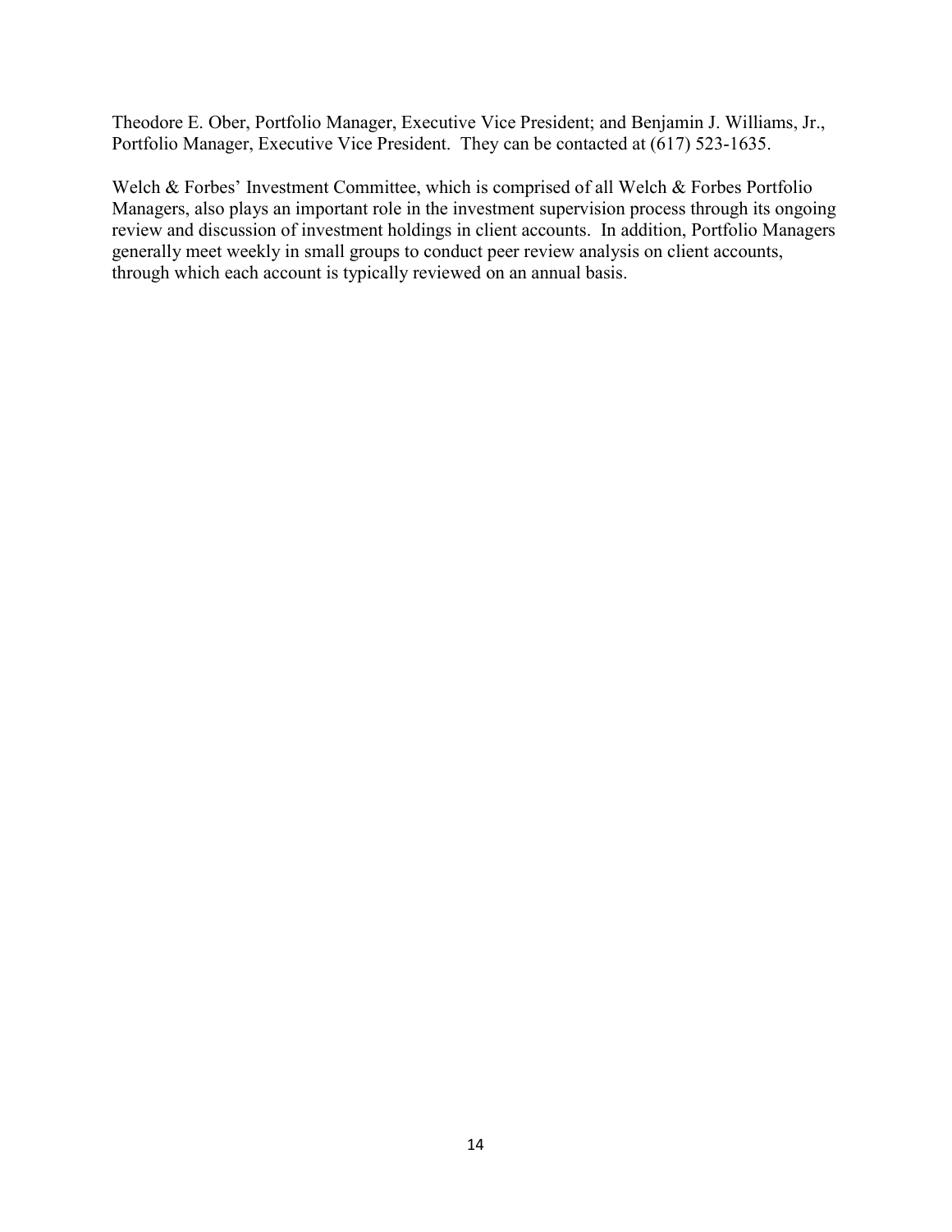Theodore E. Ober, Portfolio Manager, Executive Vice President; and Benjamin J. Williams, Jr., Portfolio Manager, Executive Vice President. They can be contacted at (617) 523-1635.

Welch & Forbes' Investment Committee, which is comprised of all Welch & Forbes Portfolio Managers, also plays an important role in the investment supervision process through its ongoing review and discussion of investment holdings in client accounts. In addition, Portfolio Managers generally meet weekly in small groups to conduct peer review analysis on client accounts, through which each account is typically reviewed on an annual basis.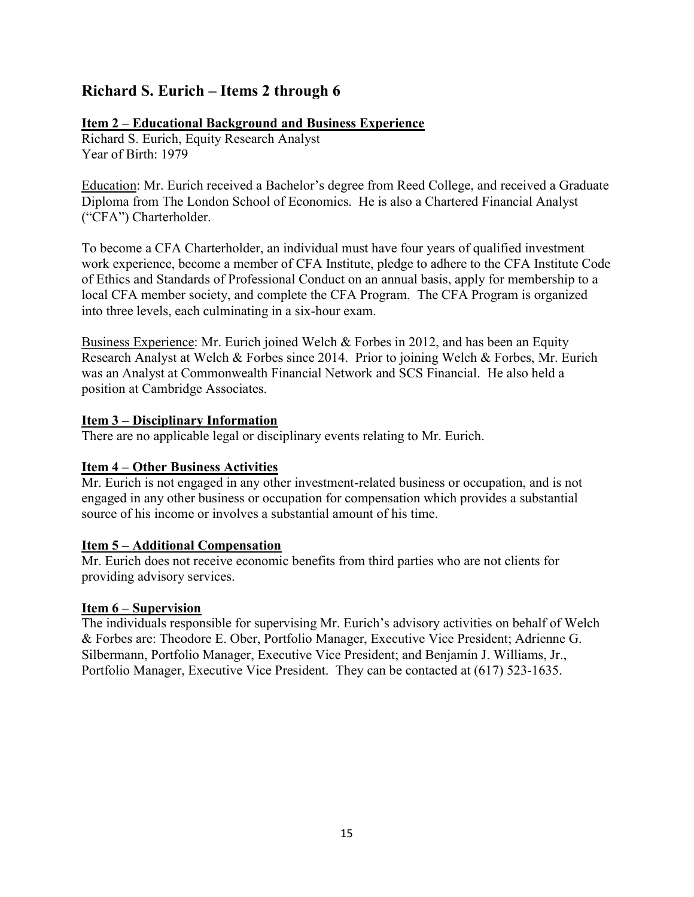## Richard S. Eurich – Items 2 through 6

### Item 2 – Educational Background and Business Experience

Richard S. Eurich, Equity Research Analyst
Year of Birth: 1979

Education: Mr. Eurich received a Bachelor's degree from Reed College, and received a Graduate Diploma from The London School of Economics. He is also a Chartered Financial Analyst ("CFA") Charterholder.

To become a CFA Charterholder, an individual must have four years of qualified investment work experience, become a member of CFA Institute, pledge to adhere to the CFA Institute Code of Ethics and Standards of Professional Conduct on an annual basis, apply for membership to a local CFA member society, and complete the CFA Program. The CFA Program is organized into three levels, each culminating in a six-hour exam.

Business Experience: Mr. Eurich joined Welch & Forbes in 2012, and has been an Equity Research Analyst at Welch & Forbes since 2014. Prior to joining Welch & Forbes, Mr. Eurich was an Analyst at Commonwealth Financial Network and SCS Financial. He also held a position at Cambridge Associates.

### Item 3 – Disciplinary Information

There are no applicable legal or disciplinary events relating to Mr. Eurich.

### Item 4 – Other Business Activities

Mr. Eurich is not engaged in any other investment-related business or occupation, and is not engaged in any other business or occupation for compensation which provides a substantial source of his income or involves a substantial amount of his time.

### Item 5 – Additional Compensation

Mr. Eurich does not receive economic benefits from third parties who are not clients for providing advisory services.

### Item 6 – Supervision

The individuals responsible for supervising Mr. Eurich's advisory activities on behalf of Welch & Forbes are: Theodore E. Ober, Portfolio Manager, Executive Vice President; Adrienne G. Silbermann, Portfolio Manager, Executive Vice President; and Benjamin J. Williams, Jr., Portfolio Manager, Executive Vice President. They can be contacted at (617) 523-1635.